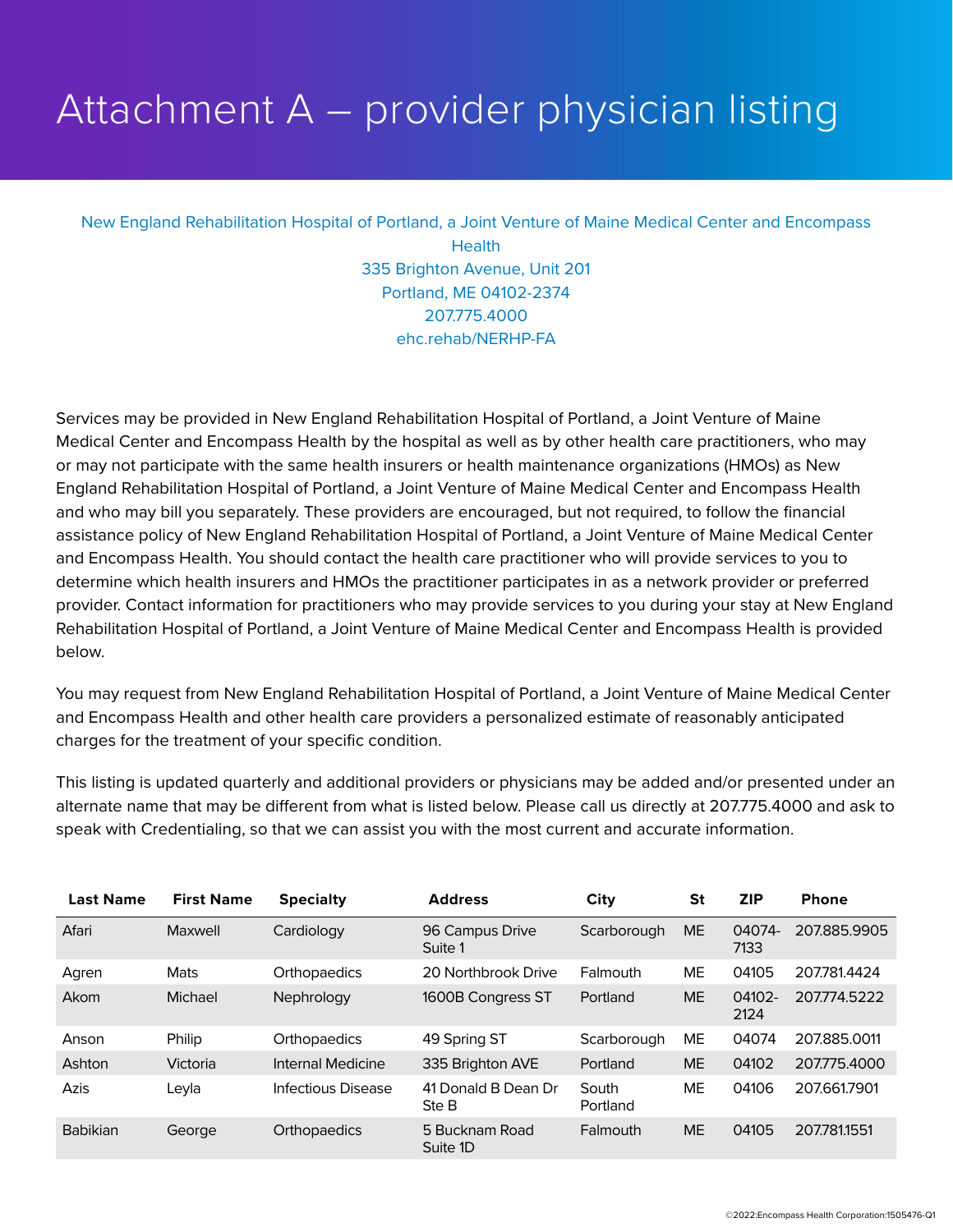# Attachment A – provider physician listing

New England Rehabilitation Hospital of Portland, a Joint Venture of Maine Medical Center and Encompass Health
335 Brighton Avenue, Unit 201
Portland, ME 04102-2374
207.775.4000
ehc.rehab/NERHP-FA

Services may be provided in New England Rehabilitation Hospital of Portland, a Joint Venture of Maine Medical Center and Encompass Health by the hospital as well as by other health care practitioners, who may or may not participate with the same health insurers or health maintenance organizations (HMOs) as New England Rehabilitation Hospital of Portland, a Joint Venture of Maine Medical Center and Encompass Health and who may bill you separately. These providers are encouraged, but not required, to follow the financial assistance policy of New England Rehabilitation Hospital of Portland, a Joint Venture of Maine Medical Center and Encompass Health. You should contact the health care practitioner who will provide services to you to determine which health insurers and HMOs the practitioner participates in as a network provider or preferred provider. Contact information for practitioners who may provide services to you during your stay at New England Rehabilitation Hospital of Portland, a Joint Venture of Maine Medical Center and Encompass Health is provided below.

You may request from New England Rehabilitation Hospital of Portland, a Joint Venture of Maine Medical Center and Encompass Health and other health care providers a personalized estimate of reasonably anticipated charges for the treatment of your specific condition.

This listing is updated quarterly and additional providers or physicians may be added and/or presented under an alternate name that may be different from what is listed below. Please call us directly at 207.775.4000 and ask to speak with Credentialing, so that we can assist you with the most current and accurate information.

| Last Name | First Name | Specialty | Address | City | St | ZIP | Phone |
|---|---|---|---|---|---|---|---|
| Afari | Maxwell | Cardiology | 96 Campus Drive Suite 1 | Scarborough | ME | 04074-7133 | 207.885.9905 |
| Agren | Mats | Orthopaedics | 20 Northbrook Drive | Falmouth | ME | 04105 | 207.781.4424 |
| Akom | Michael | Nephrology | 1600B Congress ST | Portland | ME | 04102-2124 | 207.774.5222 |
| Anson | Philip | Orthopaedics | 49 Spring ST | Scarborough | ME | 04074 | 207.885.0011 |
| Ashton | Victoria | Internal Medicine | 335 Brighton AVE | Portland | ME | 04102 | 207.775.4000 |
| Azis | Leyla | Infectious Disease | 41 Donald B Dean Dr Ste B | South Portland | ME | 04106 | 207.661.7901 |
| Babikian | George | Orthopaedics | 5 Bucknam Road Suite 1D | Falmouth | ME | 04105 | 207.781.1551 |

©2022:Encompass Health Corporation:1505476-Q1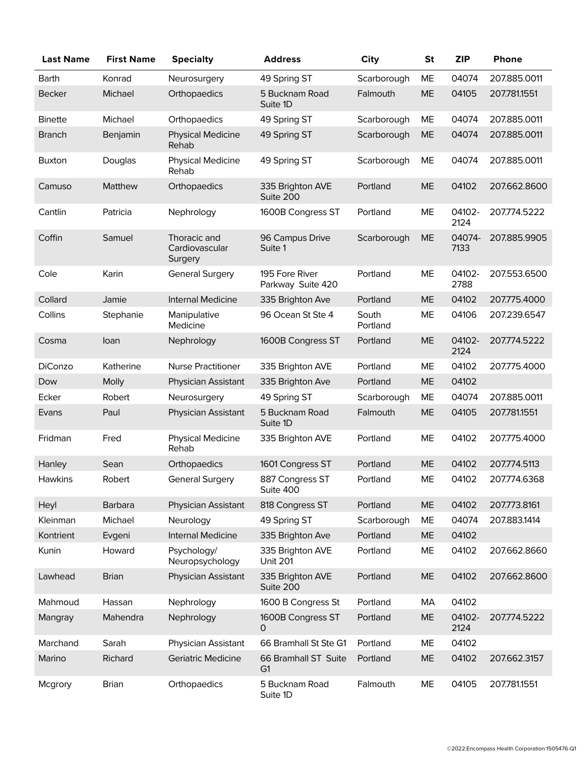| Last Name | First Name | Specialty | Address | City | St | ZIP | Phone |
|---|---|---|---|---|---|---|---|
| Barth | Konrad | Neurosurgery | 49 Spring ST | Scarborough | ME | 04074 | 207.885.0011 |
| Becker | Michael | Orthopaedics | 5 Bucknam Road Suite 1D | Falmouth | ME | 04105 | 207.781.1551 |
| Binette | Michael | Orthopaedics | 49 Spring ST | Scarborough | ME | 04074 | 207.885.0011 |
| Branch | Benjamin | Physical Medicine Rehab | 49 Spring ST | Scarborough | ME | 04074 | 207.885.0011 |
| Buxton | Douglas | Physical Medicine Rehab | 49 Spring ST | Scarborough | ME | 04074 | 207.885.0011 |
| Camuso | Matthew | Orthopaedics | 335 Brighton AVE Suite 200 | Portland | ME | 04102 | 207.662.8600 |
| Cantlin | Patricia | Nephrology | 1600B Congress ST | Portland | ME | 04102-2124 | 207.774.5222 |
| Coffin | Samuel | Thoracic and Cardiovascular Surgery | 96 Campus Drive Suite 1 | Scarborough | ME | 04074-7133 | 207.885.9905 |
| Cole | Karin | General Surgery | 195 Fore River Parkway Suite 420 | Portland | ME | 04102-2788 | 207.553.6500 |
| Collard | Jamie | Internal Medicine | 335 Brighton Ave | Portland | ME | 04102 | 207.775.4000 |
| Collins | Stephanie | Manipulative Medicine | 96 Ocean St Ste 4 | South Portland | ME | 04106 | 207.239.6547 |
| Cosma | Ioan | Nephrology | 1600B Congress ST | Portland | ME | 04102-2124 | 207.774.5222 |
| DiConzo | Katherine | Nurse Practitioner | 335 Brighton AVE | Portland | ME | 04102 | 207.775.4000 |
| Dow | Molly | Physician Assistant | 335 Brighton Ave | Portland | ME | 04102 | |
| Ecker | Robert | Neurosurgery | 49 Spring ST | Scarborough | ME | 04074 | 207.885.0011 |
| Evans | Paul | Physician Assistant | 5 Bucknam Road Suite 1D | Falmouth | ME | 04105 | 207.781.1551 |
| Fridman | Fred | Physical Medicine Rehab | 335 Brighton AVE | Portland | ME | 04102 | 207.775.4000 |
| Hanley | Sean | Orthopaedics | 1601 Congress ST | Portland | ME | 04102 | 207.774.5113 |
| Hawkins | Robert | General Surgery | 887 Congress ST Suite 400 | Portland | ME | 04102 | 207.774.6368 |
| Heyl | Barbara | Physician Assistant | 818 Congress ST | Portland | ME | 04102 | 207.773.8161 |
| Kleinman | Michael | Neurology | 49 Spring ST | Scarborough | ME | 04074 | 207.883.1414 |
| Kontrient | Evgeni | Internal Medicine | 335 Brighton Ave | Portland | ME | 04102 | |
| Kunin | Howard | Psychology/ Neuropsychology | 335 Brighton AVE Unit 201 | Portland | ME | 04102 | 207.662.8660 |
| Lawhead | Brian | Physician Assistant | 335 Brighton AVE Suite 200 | Portland | ME | 04102 | 207.662.8600 |
| Mahmoud | Hassan | Nephrology | 1600 B Congress St | Portland | MA | 04102 | |
| Mangray | Mahendra | Nephrology | 1600B Congress ST 0 | Portland | ME | 04102-2124 | 207.774.5222 |
| Marchand | Sarah | Physician Assistant | 66 Bramhall St Ste G1 | Portland | ME | 04102 | |
| Marino | Richard | Geriatric Medicine | 66 Bramhall ST Suite G1 | Portland | ME | 04102 | 207.662.3157 |
| Mcgrory | Brian | Orthopaedics | 5 Bucknam Road Suite 1D | Falmouth | ME | 04105 | 207.781.1551 |

©2022:Encompass Health Corporation:1505476-Q1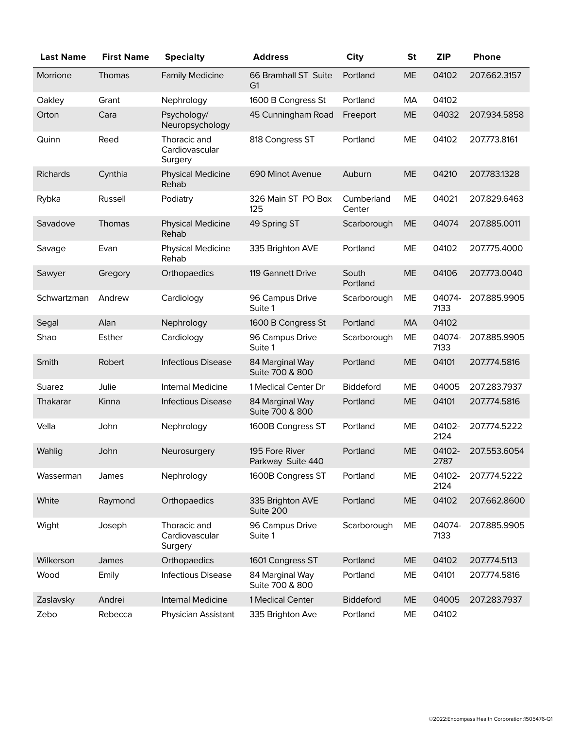| Last Name | First Name | Specialty | Address | City | St | ZIP | Phone |
|---|---|---|---|---|---|---|---|
| Morrione | Thomas | Family Medicine | 66 Bramhall ST Suite G1 | Portland | ME | 04102 | 207.662.3157 |
| Oakley | Grant | Nephrology | 1600 B Congress St | Portland | MA | 04102 | |
| Orton | Cara | Psychology/ Neuropsychology | 45 Cunningham Road | Freeport | ME | 04032 | 207.934.5858 |
| Quinn | Reed | Thoracic and Cardiovascular Surgery | 818 Congress ST | Portland | ME | 04102 | 207.773.8161 |
| Richards | Cynthia | Physical Medicine Rehab | 690 Minot Avenue | Auburn | ME | 04210 | 207.783.1328 |
| Rybka | Russell | Podiatry | 326 Main ST PO Box 125 | Cumberland Center | ME | 04021 | 207.829.6463 |
| Savadove | Thomas | Physical Medicine Rehab | 49 Spring ST | Scarborough | ME | 04074 | 207.885.0011 |
| Savage | Evan | Physical Medicine Rehab | 335 Brighton AVE | Portland | ME | 04102 | 207.775.4000 |
| Sawyer | Gregory | Orthopaedics | 119 Gannett Drive | South Portland | ME | 04106 | 207.773.0040 |
| Schwartzman | Andrew | Cardiology | 96 Campus Drive Suite 1 | Scarborough | ME | 04074-7133 | 207.885.9905 |
| Segal | Alan | Nephrology | 1600 B Congress St | Portland | MA | 04102 | |
| Shao | Esther | Cardiology | 96 Campus Drive Suite 1 | Scarborough | ME | 04074-7133 | 207.885.9905 |
| Smith | Robert | Infectious Disease | 84 Marginal Way Suite 700 & 800 | Portland | ME | 04101 | 207.774.5816 |
| Suarez | Julie | Internal Medicine | 1 Medical Center Dr | Biddeford | ME | 04005 | 207.283.7937 |
| Thakarar | Kinna | Infectious Disease | 84 Marginal Way Suite 700 & 800 | Portland | ME | 04101 | 207.774.5816 |
| Vella | John | Nephrology | 1600B Congress ST | Portland | ME | 04102-2124 | 207.774.5222 |
| Wahlig | John | Neurosurgery | 195 Fore River Parkway Suite 440 | Portland | ME | 04102-2787 | 207.553.6054 |
| Wasserman | James | Nephrology | 1600B Congress ST | Portland | ME | 04102-2124 | 207.774.5222 |
| White | Raymond | Orthopaedics | 335 Brighton AVE Suite 200 | Portland | ME | 04102 | 207.662.8600 |
| Wight | Joseph | Thoracic and Cardiovascular Surgery | 96 Campus Drive Suite 1 | Scarborough | ME | 04074-7133 | 207.885.9905 |
| Wilkerson | James | Orthopaedics | 1601 Congress ST | Portland | ME | 04102 | 207.774.5113 |
| Wood | Emily | Infectious Disease | 84 Marginal Way Suite 700 & 800 | Portland | ME | 04101 | 207.774.5816 |
| Zaslavsky | Andrei | Internal Medicine | 1 Medical Center | Biddeford | ME | 04005 | 207.283.7937 |
| Zebo | Rebecca | Physician Assistant | 335 Brighton Ave | Portland | ME | 04102 | |

©2022:Encompass Health Corporation:1505476-Q1